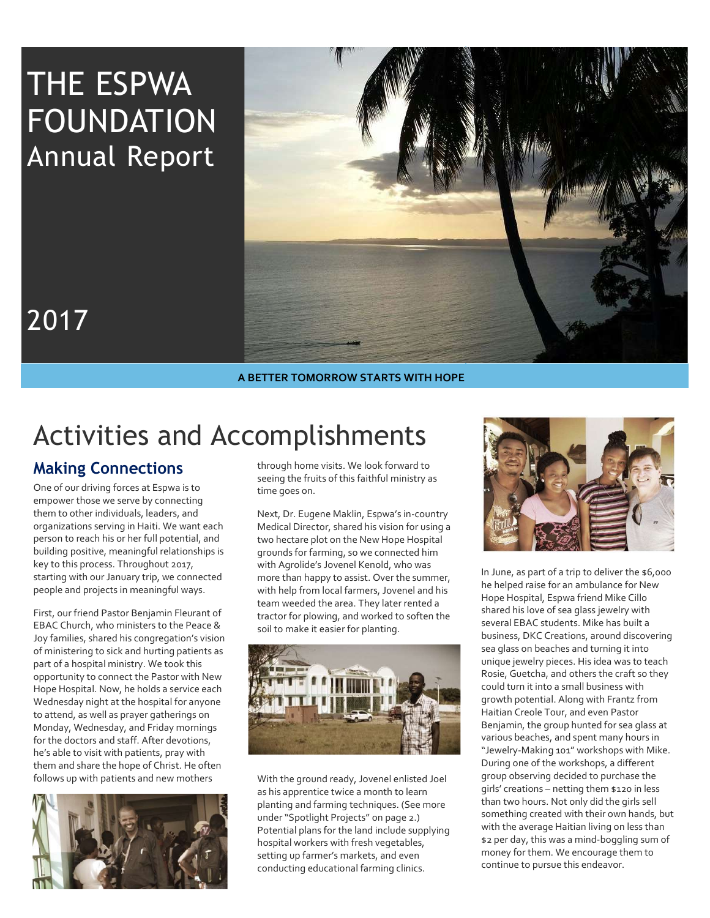# THE ESPWA FOUNDATION Annual Report

2017

**A BETTER TOMORROW STARTS WITH HOPE**

# Activities and Accomplishments

## Making Connections

One of our driving forces at Espwa is to empower those we serve by connecting them to other individuals, leaders, and organizations serving in Haiti. We want each person to reach his or her full potential, and building positive, meaningful relationships is key to this process. Throughout 2017, starting with our January trip, we connected people and projects in meaningful ways.

First, our friend Pastor Benjamin Fleurant of EBAC Church, who ministers to the Peace & Joy families, shared his congregation's vision of ministering to sick and hurting patients as part of a hospital ministry. We took this opportunity to connect the Pastor with New Hope Hospital. Now, he holds a service each Wednesday night at the hospital for anyone to attend, as well as prayer gatherings on Monday, Wednesday, and Friday mornings for the doctors and staff. After devotions, he's able to visit with patients, pray with them and share the hope of Christ. He often follows up with patients and new mothers through home visits. We look forward to seeing the fruits of this faithful ministry as time goes on.

Next, Dr. Eugene Maklin, Espwa's in-country Medical Director, shared his vision for using a two hectare plot on the New Hope Hospital grounds for farming, so we connected him with Agrolide's Jovenel Kenold, who was more than happy to assist. Over the summer, with help from local farmers, Jovenel and his team weeded the area. They later rented a tractor for plowing, and worked to soften the soil to make it easier for planting.

With the ground ready, Jovenel enlisted Joel as his apprentice twice a month to learn planting and farming techniques. (See more under "Spotlight Projects" on page 2.) Potential plans for the land include supplying hospital workers with fresh vegetables, setting up farmer's markets, and even conducting educational farming clinics.

In June, as part of a trip to deliver the $6,000 he helped raise for an ambulance for New Hope Hospital, Espwa friend Mike Cillo shared his love of sea glass jewelry with several EBAC students. Mike has built a business, DKC Creations, around discovering sea glass on beaches and turning it into unique jewelry pieces. His idea was to teach Rosie, Guetcha, and others the craft so they could turn it into a small business with growth potential. Along with Frantz from Haitian Creole Tour, and even Pastor Benjamin, the group hunted for sea glass at various beaches, and spent many hours in "Jewelry-Making 101" workshops with Mike. During one of the workshops, a different group observing decided to purchase the girls' creations – netting them $120 in less than two hours. Not only did the girls sell something created with their own hands, but with the average Haitian living on less than $2 per day, this was a mind-boggling sum of money for them. We encourage them to continue to pursue this endeavor.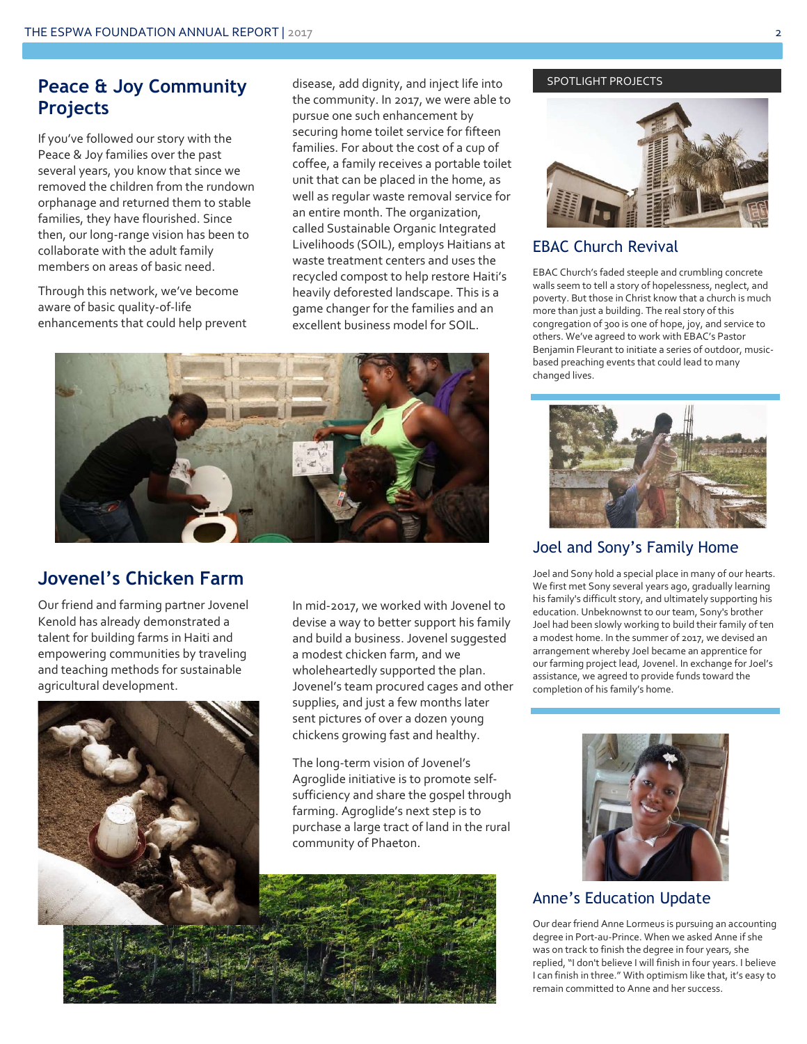## Peace & Joy Community Projects

If you've followed our story with the Peace & Joy families over the past several years, you know that since we removed the children from the rundown orphanage and returned them to stable families, they have flourished. Since then, our long-range vision has been to collaborate with the adult family members on areas of basic need.

Through this network, we've become aware of basic quality-of-life enhancements that could help prevent disease, add dignity, and inject life into the community. In 2017, we were able to pursue one such enhancement by securing home toilet service for fifteen families. For about the cost of a cup of coffee, a family receives a portable toilet unit that can be placed in the home, as well as regular waste removal service for an entire month. The organization, called Sustainable Organic Integrated Livelihoods (SOIL), employs Haitians at waste treatment centers and uses the recycled compost to help restore Haiti's heavily deforested landscape. This is a game changer for the families and an excellent business model for SOIL.

## Jovenel's Chicken Farm

Our friend and farming partner Jovenel Kenold has already demonstrated a talent for building farms in Haiti and empowering communities by traveling and teaching methods for sustainable agricultural development.

In mid-2017, we worked with Jovenel to devise a way to better support his family and build a business. Jovenel suggested a modest chicken farm, and we wholeheartedly supported the plan. Jovenel's team procured cages and other supplies, and just a few months later sent pictures of over a dozen young chickens growing fast and healthy.

The long-term vision of Jovenel's Agroglide initiative is to promote self-sufficiency and share the gospel through farming. Agroglide's next step is to purchase a large tract of land in the rural community of Phaeton.

SPOTLIGHT PROJECTS

### EBAC Church Revival

EBAC Church's faded steeple and crumbling concrete walls seem to tell a story of hopelessness, neglect, and poverty. But those in Christ know that a church is much more than just a building. The real story of this congregation of 300 is one of hope, joy, and service to others. We've agreed to work with EBAC's Pastor Benjamin Fleurant to initiate a series of outdoor, music-based preaching events that could lead to many changed lives.

### Joel and Sony's Family Home

Joel and Sony hold a special place in many of our hearts. We first met Sony several years ago, gradually learning his family's difficult story, and ultimately supporting his education. Unbeknownst to our team, Sony's brother Joel had been slowly working to build their family of ten a modest home. In the summer of 2017, we devised an arrangement whereby Joel became an apprentice for our farming project lead, Jovenel. In exchange for Joel's assistance, we agreed to provide funds toward the completion of his family's home.

### Anne's Education Update

Our dear friend Anne Lormeus is pursuing an accounting degree in Port-au-Prince. When we asked Anne if she was on track to finish the degree in four years, she replied, "I don't believe I will finish in four years. I believe I can finish in three." With optimism like that, it's easy to remain committed to Anne and her success.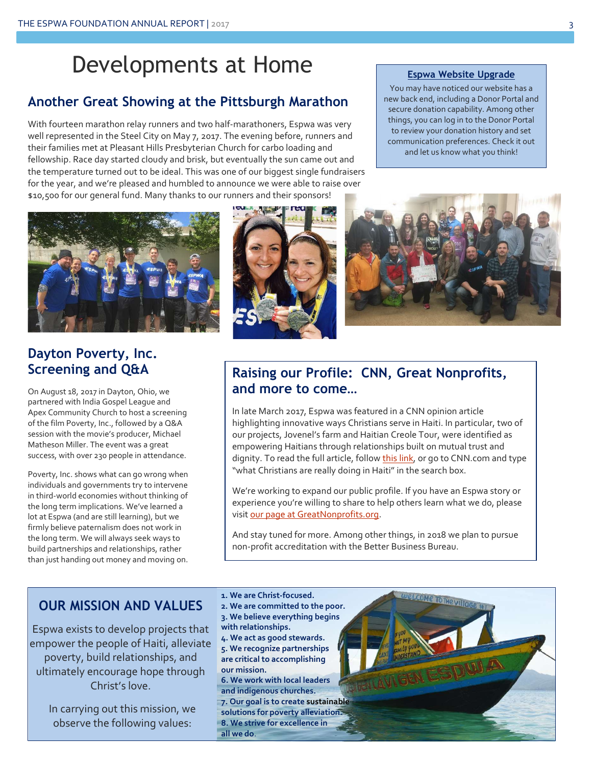# Developments at Home

## Another Great Showing at the Pittsburgh Marathon

With fourteen marathon relay runners and two half-marathoners, Espwa was very well represented in the Steel City on May 7, 2017. The evening before, runners and their families met at Pleasant Hills Presbyterian Church for carbo loading and fellowship. Race day started cloudy and brisk, but eventually the sun came out and the temperature turned out to be ideal. This was one of our biggest single fundraisers for the year, and we're pleased and humbled to announce we were able to raise over $10,500 for our general fund. Many thanks to our runners and their sponsors!

### Espwa Website Upgrade

You may have noticed our website has a new back end, including a Donor Portal and secure donation capability. Among other things, you can log in to the Donor Portal to review your donation history and set communication preferences. Check it out and let us know what you think!

## Dayton Poverty, Inc. Screening and Q&A

On August 18, 2017 in Dayton, Ohio, we partnered with India Gospel League and Apex Community Church to host a screening of the film Poverty, Inc., followed by a Q&A session with the movie's producer, Michael Matheson Miller. The event was a great success, with over 230 people in attendance.

Poverty, Inc. shows what can go wrong when individuals and governments try to intervene in third-world economies without thinking of the long term implications. We've learned a lot at Espwa (and are still learning), but we firmly believe paternalism does not work in the long term. We will always seek ways to build partnerships and relationships, rather than just handing out money and moving on.

## Raising our Profile: CNN, Great Nonprofits, and more to come…

In late March 2017, Espwa was featured in a CNN opinion article highlighting innovative ways Christians serve in Haiti. In particular, two of our projects, Jovenel's farm and Haitian Creole Tour, were identified as empowering Haitians through relationships built on mutual trust and dignity. To read the full article, follow this link, or go to CNN.com and type "what Christians are really doing in Haiti" in the search box.

We're working to expand our public profile. If you have an Espwa story or experience you're willing to share to help others learn what we do, please visit our page at GreatNonprofits.org.

And stay tuned for more. Among other things, in 2018 we plan to pursue non-profit accreditation with the Better Business Bureau.

## OUR MISSION AND VALUES

Espwa exists to develop projects that empower the people of Haiti, alleviate poverty, build relationships, and ultimately encourage hope through Christ's love.

In carrying out this mission, we observe the following values:

1. We are Christ-focused.
2. We are committed to the poor.
3. We believe everything begins with relationships.
4. We act as good stewards.
5. We recognize partnerships are critical to accomplishing our mission.
6. We work with local leaders and indigenous churches.
7. Our goal is to create sustainable solutions for poverty alleviation.
8. We strive for excellence in all we do.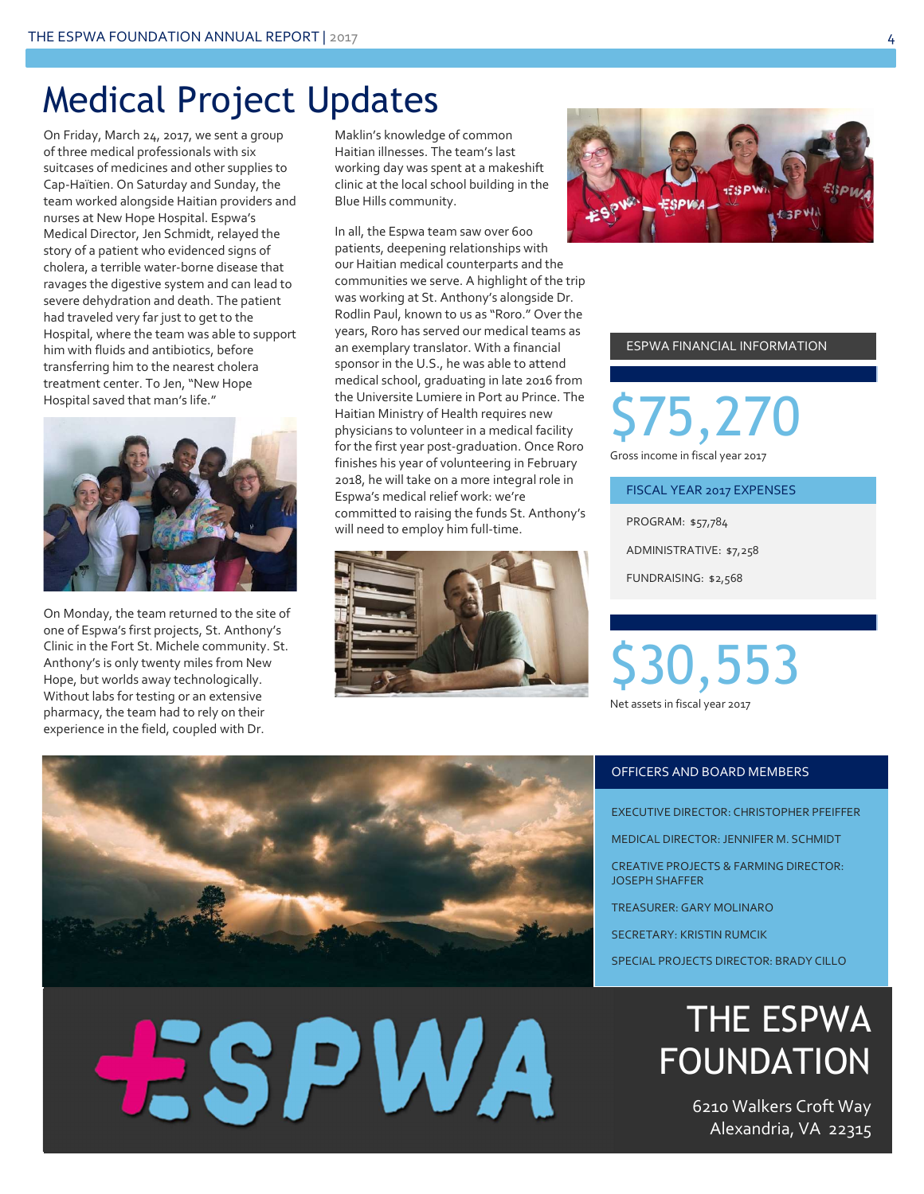# Medical Project Updates

On Friday, March 24, 2017, we sent a group of three medical professionals with six suitcases of medicines and other supplies to Cap-Haïtien. On Saturday and Sunday, the team worked alongside Haitian providers and nurses at New Hope Hospital. Espwa's Medical Director, Jen Schmidt, relayed the story of a patient who evidenced signs of cholera, a terrible water-borne disease that ravages the digestive system and can lead to severe dehydration and death. The patient had traveled very far just to get to the Hospital, where the team was able to support him with fluids and antibiotics, before transferring him to the nearest cholera treatment center. To Jen, "New Hope Hospital saved that man's life."

On Monday, the team returned to the site of one of Espwa's first projects, St. Anthony's Clinic in the Fort St. Michele community. St. Anthony's is only twenty miles from New Hope, but worlds away technologically. Without labs for testing or an extensive pharmacy, the team had to rely on their experience in the field, coupled with Dr. Maklin's knowledge of common Haitian illnesses. The team's last working day was spent at a makeshift clinic at the local school building in the Blue Hills community.

In all, the Espwa team saw over 600 patients, deepening relationships with our Haitian medical counterparts and the communities we serve. A highlight of the trip was working at St. Anthony's alongside Dr. Rodlin Paul, known to us as "Roro." Over the years, Roro has served our medical teams as an exemplary translator. With a financial sponsor in the U.S., he was able to attend medical school, graduating in late 2016 from the Universite Lumiere in Port au Prince. The Haitian Ministry of Health requires new physicians to volunteer in a medical facility for the first year post-graduation. Once Roro finishes his year of volunteering in February 2018, he will take on a more integral role in Espwa's medical relief work: we're committed to raising the funds St. Anthony's will need to employ him full-time.

## ESPWA FINANCIAL INFORMATION

**$75,270**

Gross income in fiscal year 2017

### FISCAL YEAR 2017 EXPENSES

PROGRAM: $57,784

ADMINISTRATIVE: $7,258

FUNDRAISING: $2,568

**$30,553**

Net assets in fiscal year 2017

## OFFICERS AND BOARD MEMBERS

EXECUTIVE DIRECTOR: CHRISTOPHER PFEIFFER

MEDICAL DIRECTOR: JENNIFER M. SCHMIDT

CREATIVE PROJECTS & FARMING DIRECTOR: JOSEPH SHAFFER

TREASURER: GARY MOLINARO

SECRETARY: KRISTIN RUMCIK

SPECIAL PROJECTS DIRECTOR: BRADY CILLO

ESPWA

# THE ESPWA FOUNDATION

6210 Walkers Croft Way
Alexandria, VA 22315